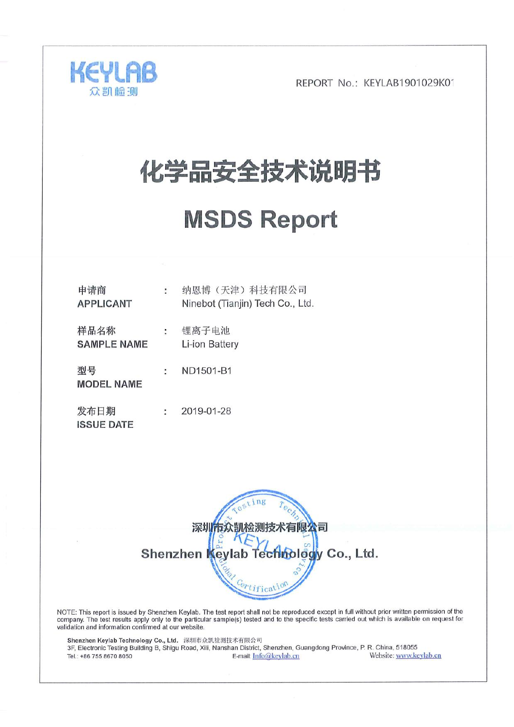KEYLAB
众凯检测

REPORT No.: KEYLAB1901029K01

# 化学品安全技术说明书

# MSDS Report

| | | |
|---|---|---|
| 申请商<br>APPLICANT | : | 纳恩博（天津）科技有限公司<br>Ninebot (Tianjin) Tech Co., Ltd. |
| 样品名称<br>SAMPLE NAME | : | 锂离子电池<br>Li-ion Battery |
| 型号<br>MODEL NAME | : | ND1501-B1 |
| 发布日期<br>ISSUE DATE | : | 2019-01-28 |

**深圳市众凯检测技术有限公司**

**Shenzhen Keylab Technology Co., Ltd.**

NOTE: This report is issued by Shenzhen Keylab. The test report shall not be reproduced except in full without prior written permission of the company. The test results apply only to the particular sample(s) tested and to the specific tests carried out which is available on request for validation and information confirmed at our website.

**Shenzhen Keylab Technology Co., Ltd.** 深圳市众凯检测技术有限公司
3F, Electronic Testing Building B, Shigu Road, Xili, Nanshan District, Shenzhen, Guangdong Province, P. R. China, 518055
Tel.: +86 755 8670 8050 E-mail: Info@keylab.cn Website: www.keylab.cn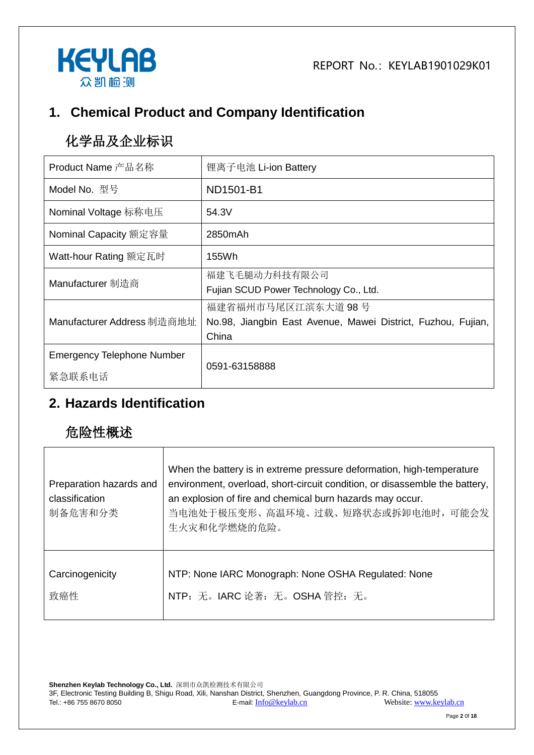## 1. Chemical Product and Company Identification

## 化学品及企业标识

| Product Name 产品名称 | 锂离子电池 Li-ion Battery |
|---|---|
| Model No. 型号 | ND1501-B1 |
| Nominal Voltage 标称电压 | 54.3V |
| Nominal Capacity 额定容量 | 2850mAh |
| Watt-hour Rating 额定瓦时 | 155Wh |
| Manufacturer 制造商 | 福建飞毛腿动力科技有限公司<br>Fujian SCUD Power Technology Co., Ltd. |
| Manufacturer Address 制造商地址 | 福建省福州市马尾区江滨东大道 98 号<br>No.98, Jiangbin East Avenue, Mawei District, Fuzhou, Fujian, China |
| Emergency Telephone Number<br>紧急联系电话 | 0591-63158888 |

## 2. Hazards Identification

## 危险性概述

| Preparation hazards and classification<br>制备危害和分类 | When the battery is in extreme pressure deformation, high-temperature environment, overload, short-circuit condition, or disassemble the battery, an explosion of fire and chemical burn hazards may occur.<br>当电池处于极压变形、高温环境、过载、短路状态或拆卸电池时，可能会发生火灾和化学燃烧的危险。 |
|---|---|
| Carcinogenicity<br>致癌性 | NTP: None IARC Monograph: None OSHA Regulated: None<br>NTP：无。IARC 论著：无。OSHA 管控：无。 |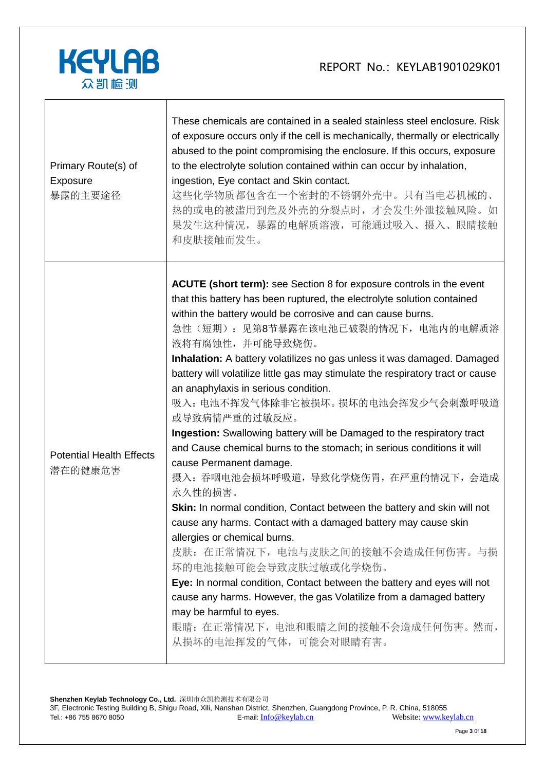| | |
|---|---|
| Primary Route(s) of Exposure<br>暴露的主要途径 | These chemicals are contained in a sealed stainless steel enclosure. Risk of exposure occurs only if the cell is mechanically, thermally or electrically abused to the point compromising the enclosure. If this occurs, exposure to the electrolyte solution contained within can occur by inhalation, ingestion, Eye contact and Skin contact.<br>这些化学物质都包含在一个密封的不锈钢外壳中。只有当电芯机械的、热的或电的被滥用到危及外壳的分裂点时，才会发生外泄接触风险。如果发生这种情况，暴露的电解质溶液，可能通过吸入、摄入、眼睛接触和皮肤接触而发生。 |
| Potential Health Effects<br>潜在的健康危害 | **ACUTE (short term):** see Section 8 for exposure controls in the event that this battery has been ruptured, the electrolyte solution contained within the battery would be corrosive and can cause burns.<br>急性（短期）：见第8节暴露在该电池已破裂的情况下，电池内的电解质溶液将有腐蚀性，并可能导致烧伤。<br>**Inhalation:** A battery volatilizes no gas unless it was damaged. Damaged battery will volatilize little gas may stimulate the respiratory tract or cause an anaphylaxis in serious condition.<br>吸入：电池不挥发气体除非它被损坏。损坏的电池会挥发少气会刺激呼吸道或导致病情严重的过敏反应。<br>**Ingestion:** Swallowing battery will be Damaged to the respiratory tract and Cause chemical burns to the stomach; in serious conditions it will cause Permanent damage.<br>摄入：吞咽电池会损坏呼吸道，导致化学烧伤胃，在严重的情况下，会造成永久性的损害。<br>**Skin:** In normal condition, Contact between the battery and skin will not cause any harms. Contact with a damaged battery may cause skin allergies or chemical burns.<br>皮肤：在正常情况下，电池与皮肤之间的接触不会造成任何伤害。与损坏的电池接触可能会导致皮肤过敏或化学烧伤。<br>**Eye:** In normal condition, Contact between the battery and eyes will not cause any harms. However, the gas Volatilize from a damaged battery may be harmful to eyes.<br>眼睛：在正常情况下，电池和眼睛之间的接触不会造成任何伤害。然而，从损坏的电池挥发的气体，可能会对眼睛有害。 |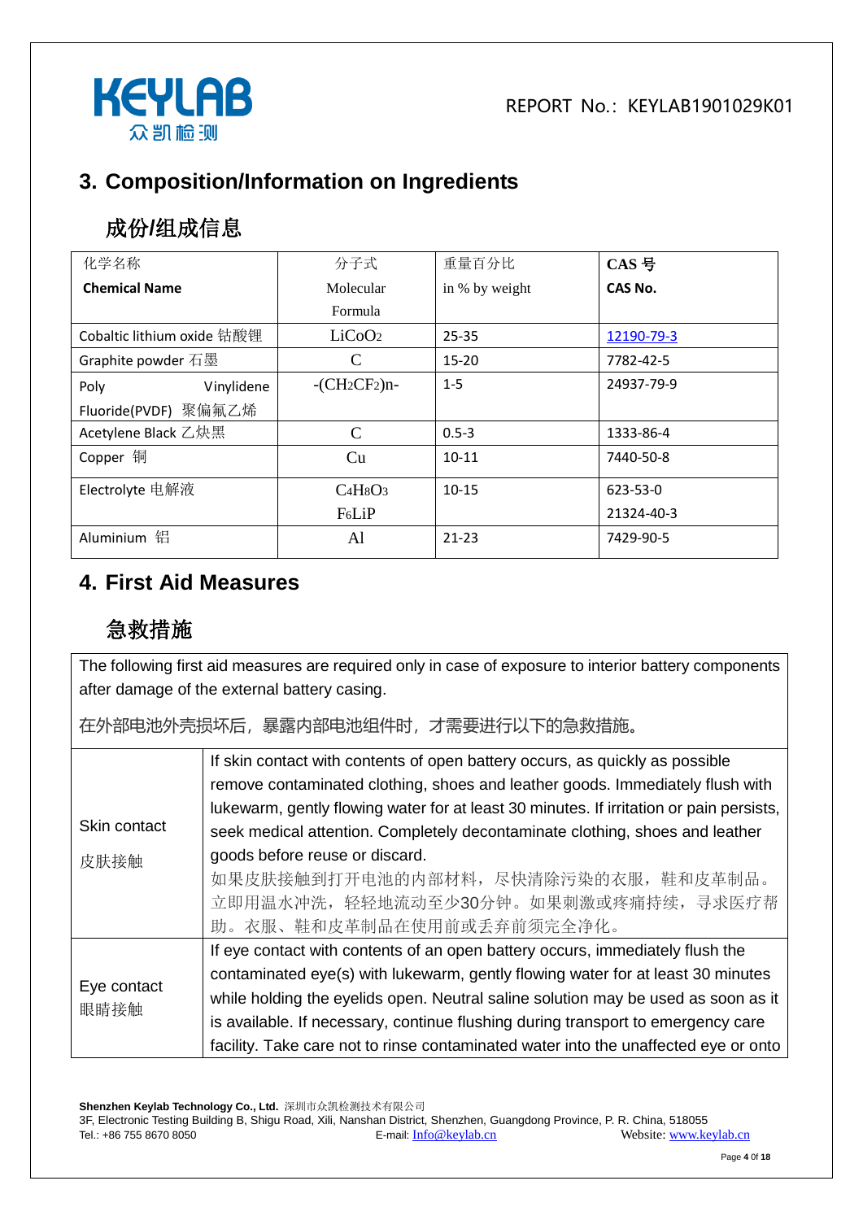## 3. Composition/Information on Ingredients

## 成份/组成信息

| 化学名称 **Chemical Name** | 分子式 Molecular Formula | 重量百分比 in % by weight | **CAS 号** **CAS No.** |
|---|---|---|---|
| Cobaltic lithium oxide 钴酸锂 | $LiCoO_2$ | 25-35 | 12190-79-3 |
| Graphite powder 石墨 | C | 15-20 | 7782-42-5 |
| Poly Vinylidene Fluoride(PVDF) 聚偏氟乙烯 | $-(CH_2CF_2)n-$ | 1-5 | 24937-79-9 |
| Acetylene Black 乙炔黑 | C | 0.5-3 | 1333-86-4 |
| Copper 铜 | Cu | 10-11 | 7440-50-8 |
| Electrolyte 电解液 | $C_4H_8O_3$ $F_6LiP$ | 10-15 | 623-53-0 21324-40-3 |
| Aluminium 铝 | Al | 21-23 | 7429-90-5 |

## 4. First Aid Measures

## 急救措施

The following first aid measures are required only in case of exposure to interior battery components after damage of the external battery casing.

在外部电池外壳损坏后，暴露内部电池组件时，才需要进行以下的急救措施。

| | |
|---|---|
| Skin contact 皮肤接触 | If skin contact with contents of open battery occurs, as quickly as possible remove contaminated clothing, shoes and leather goods. Immediately flush with lukewarm, gently flowing water for at least 30 minutes. If irritation or pain persists, seek medical attention. Completely decontaminate clothing, shoes and leather goods before reuse or discard. 如果皮肤接触到打开电池的内部材料，尽快清除污染的衣服，鞋和皮革制品。立即用温水冲洗，轻轻地流动至少30分钟。如果刺激或疼痛持续，寻求医疗帮助。衣服、鞋和皮革制品在使用前或丢弃前须完全净化。 |
| Eye contact 眼睛接触 | If eye contact with contents of an open battery occurs, immediately flush the contaminated eye(s) with lukewarm, gently flowing water for at least 30 minutes while holding the eyelids open. Neutral saline solution may be used as soon as it is available. If necessary, continue flushing during transport to emergency care facility. Take care not to rinse contaminated water into the unaffected eye or onto |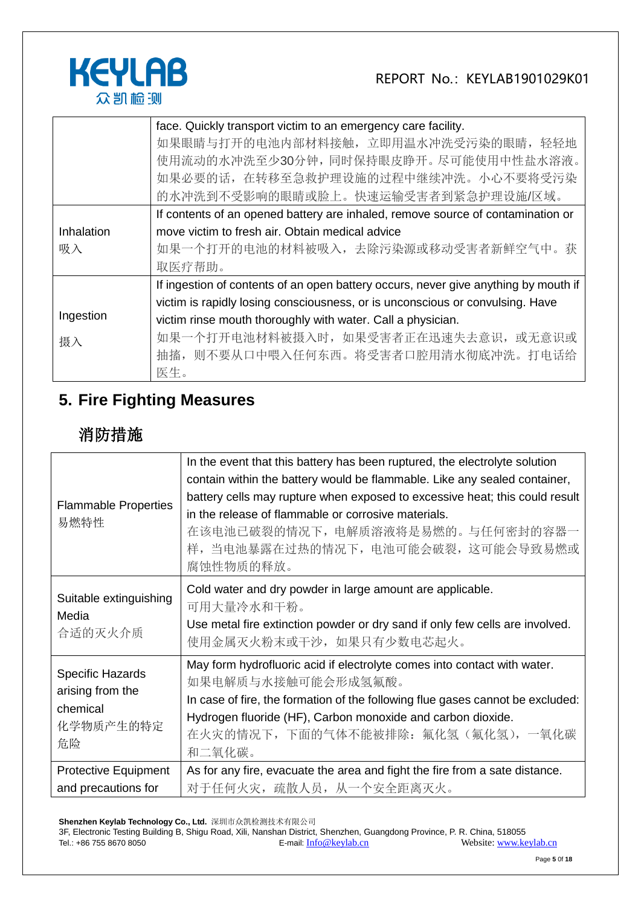| | |
|---|---|
| | face. Quickly transport victim to an emergency care facility.<br>如果眼睛与打开的电池内部材料接触，立即用温水冲洗受污染的眼睛，轻轻地使用流动的水冲洗至少30分钟，同时保持眼皮睁开。尽可能使用中性盐水溶液。如果必要的话，在转移至急救护理设施的过程中继续冲洗。小心不要将受污染的水冲洗到不受影响的眼睛或脸上。快速运输受害者到紧急护理设施/区域。 |
| Inhalation<br>吸入 | If contents of an opened battery are inhaled, remove source of contamination or move victim to fresh air. Obtain medical advice<br>如果一个打开的电池的材料被吸入，去除污染源或移动受害者新鲜空气中。获取医疗帮助。 |
| Ingestion<br>摄入 | If ingestion of contents of an open battery occurs, never give anything by mouth if victim is rapidly losing consciousness, or is unconscious or convulsing. Have victim rinse mouth thoroughly with water. Call a physician.<br>如果一个打开电池材料被摄入时，如果受害者正在迅速失去意识，或无意识或抽搐，则不要从口中喂入任何东西。将受害者口腔用清水彻底冲洗。打电话给医生。 |

## 5. Fire Fighting Measures

## 消防措施

| | |
|---|---|
| Flammable Properties<br>易燃特性 | In the event that this battery has been ruptured, the electrolyte solution contain within the battery would be flammable. Like any sealed container, battery cells may rupture when exposed to excessive heat; this could result in the release of flammable or corrosive materials.<br>在该电池已破裂的情况下，电解质溶液将是易燃的。与任何密封的容器一样，当电池暴露在过热的情况下，电池可能会破裂，这可能会导致易燃或腐蚀性物质的释放。 |
| Suitable extinguishing Media<br>合适的灭火介质 | Cold water and dry powder in large amount are applicable.<br>可用大量冷水和干粉。<br>Use metal fire extinction powder or dry sand if only few cells are involved.<br>使用金属灭火粉末或干沙，如果只有少数电芯起火。 |
| Specific Hazards arising from the chemical<br>化学物质产生的特定危险 | May form hydrofluoric acid if electrolyte comes into contact with water.<br>如果电解质与水接触可能会形成氢氟酸。<br>In case of fire, the formation of the following flue gases cannot be excluded: Hydrogen fluoride (HF), Carbon monoxide and carbon dioxide.<br>在火灾的情况下，下面的气体不能被排除：氟化氢（氟化氢），一氧化碳和二氧化碳。 |
| Protective Equipment and precautions for | As for any fire, evacuate the area and fight the fire from a sate distance.<br>对于任何火灾，疏散人员，从一个安全距离灭火。 |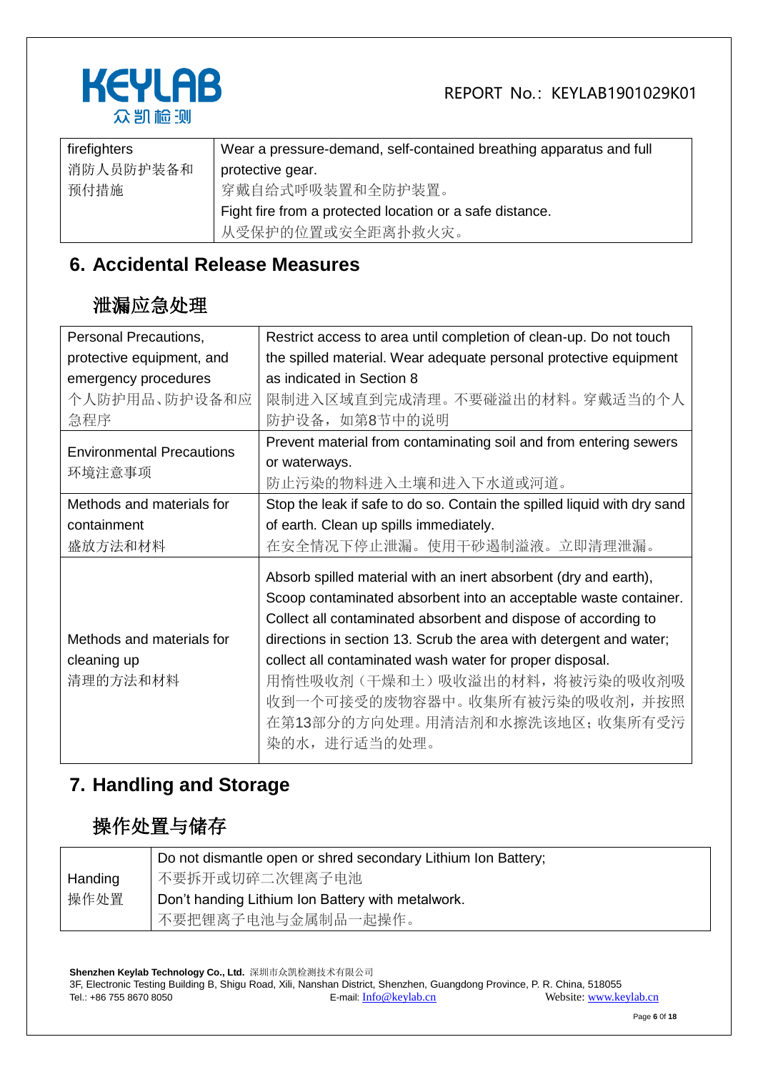| firefighters<br>消防人员防护装备和预付措施 | Wear a pressure-demand, self-contained breathing apparatus and full protective gear.<br>穿戴自给式呼吸装置和全防护装置。<br>Fight fire from a protected location or a safe distance.<br>从受保护的位置或安全距离扑救火灾。 |
|---|---|

## 6. Accidental Release Measures

## 泄漏应急处理

| Personal Precautions, protective equipment, and emergency procedures<br>个人防护用品、防护设备和应急程序 | Restrict access to area until completion of clean-up. Do not touch the spilled material. Wear adequate personal protective equipment as indicated in Section 8<br>限制进入区域直到完成清理。不要碰溢出的材料。穿戴适当的个人防护设备，如第8节中的说明 |
|---|---|
| Environmental Precautions<br>环境注意事项 | Prevent material from contaminating soil and from entering sewers or waterways.<br>防止污染的物料进入土壤和进入下水道或河道。 |
| Methods and materials for containment<br>盛放方法和材料 | Stop the leak if safe to do so. Contain the spilled liquid with dry sand of earth. Clean up spills immediately.<br>在安全情况下停止泄漏。使用干砂遏制溢液。立即清理泄漏。 |
| Methods and materials for cleaning up<br>清理的方法和材料 | Absorb spilled material with an inert absorbent (dry and earth), Scoop contaminated absorbent into an acceptable waste container. Collect all contaminated absorbent and dispose of according to directions in section 13. Scrub the area with detergent and water; collect all contaminated wash water for proper disposal.<br>用惰性吸收剂（干燥和土）吸收溢出的材料，将被污染的吸收剂吸收到一个可接受的废物容器中。收集所有被污染的吸收剂，并按照在第13部分的方向处理。用清洁剂和水擦洗该地区；收集所有受污染的水，进行适当的处理。 |

## 7. Handling and Storage

## 操作处置与储存

| Handing<br>操作处置 | Do not dismantle open or shred secondary Lithium Ion Battery;<br>不要拆开或切碎二次锂离子电池<br>Don't handing Lithium Ion Battery with metalwork.<br>不要把锂离子电池与金属制品一起操作。 |
|---|---|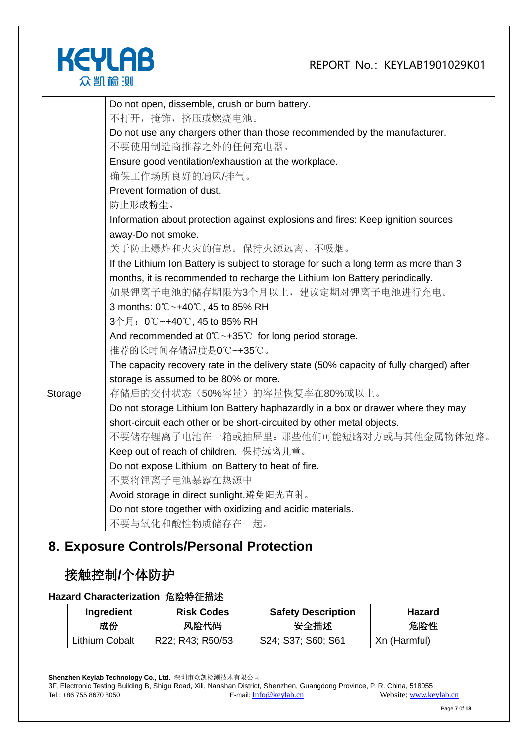| | |
|---|---|
| | Do not open, dissemble, crush or burn battery.<br>不打开，掩饰，挤压或燃烧电池。<br>Do not use any chargers other than those recommended by the manufacturer.<br>不要使用制造商推荐之外的任何充电器。<br>Ensure good ventilation/exhaustion at the workplace.<br>确保工作场所良好的通风/排气。<br>Prevent formation of dust.<br>防止形成粉尘。<br>Information about protection against explosions and fires: Keep ignition sources away-Do not smoke.<br>关于防止爆炸和火灾的信息：保持火源远离、不吸烟。 |
| Storage | If the Lithium Ion Battery is subject to storage for such a long term as more than 3 months, it is recommended to recharge the Lithium Ion Battery periodically.<br>如果锂离子电池的储存期限为3个月以上，建议定期对锂离子电池进行充电。<br>3 months: 0℃~+40℃, 45 to 85% RH<br>3个月：0℃~+40℃, 45 to 85% RH<br>And recommended at 0℃~+35℃ for long period storage.<br>推荐的长时间存储温度是0℃~+35℃。<br>The capacity recovery rate in the delivery state (50% capacity of fully charged) after storage is assumed to be 80% or more.<br>存储后的交付状态（50%容量）的容量恢复率在80%或以上。<br>Do not storage Lithium Ion Battery haphazardly in a box or drawer where they may short-circuit each other or be short-circuited by other metal objects.<br>不要储存锂离子电池在一箱或抽屉里：那些他们可能短路对方或与其他金属物体短路。<br>Keep out of reach of children. 保持远离儿童。<br>Do not expose Lithium Ion Battery to heat of fire.<br>不要将锂离子电池暴露在热源中<br>Avoid storage in direct sunlight.避免阳光直射。<br>Do not store together with oxidizing and acidic materials.<br>不要与氧化和酸性物质储存在一起。 |

## 8. Exposure Controls/Personal Protection

## 接触控制/个体防护

**Hazard Characterization 危险特征描述**

| Ingredient<br>成份 | Risk Codes<br>风险代码 | Safety Description<br>安全描述 | Hazard<br>危险性 |
|---|---|---|---|
| Lithium Cobalt | R22; R43; R50/53 | S24; S37; S60; S61 | Xn (Harmful) |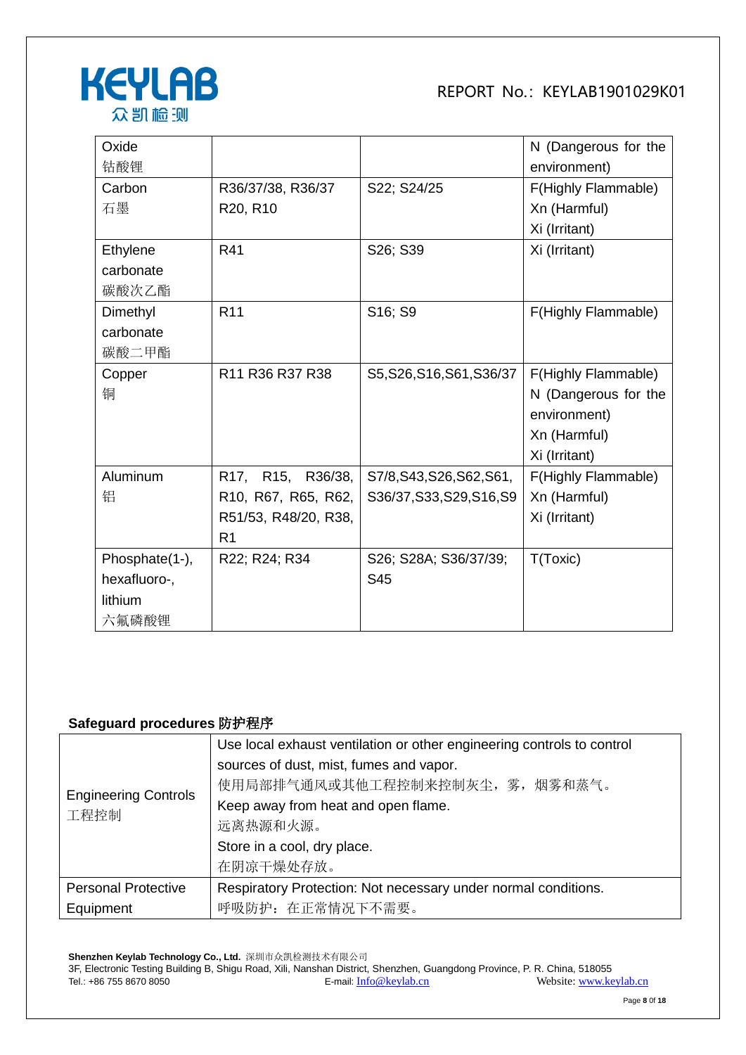| | | | |
|---|---|---|---|
| Oxide<br>钴酸锂 | | | N (Dangerous for the environment) |
| Carbon<br>石墨 | R36/37/38, R36/37<br>R20, R10 | S22; S24/25 | F(Highly Flammable)<br>Xn (Harmful)<br>Xi (Irritant) |
| Ethylene carbonate<br>碳酸次乙酯 | R41 | S26; S39 | Xi (Irritant) |
| Dimethyl carbonate<br>碳酸二甲酯 | R11 | S16; S9 | F(Highly Flammable) |
| Copper<br>铜 | R11 R36 R37 R38 | S5,S26,S16,S61,S36/37 | F(Highly Flammable)<br>N (Dangerous for the environment)<br>Xn (Harmful)<br>Xi (Irritant) |
| Aluminum<br>铝 | R17, R15, R36/38, R10, R67, R65, R62, R51/53, R48/20, R38, R1 | S7/8,S43,S26,S62,S61, S36/37,S33,S29,S16,S9 | F(Highly Flammable)<br>Xn (Harmful)<br>Xi (Irritant) |
| Phosphate(1-), hexafluoro-, lithium<br>六氟磷酸锂 | R22; R24; R34 | S26; S28A; S36/37/39; S45 | T(Toxic) |

**Safeguard procedures 防护程序**

| | |
|---|---|
| Engineering Controls<br>工程控制 | Use local exhaust ventilation or other engineering controls to control sources of dust, mist, fumes and vapor.<br>使用局部排气通风或其他工程控制来控制灰尘，雾，烟雾和蒸气。<br>Keep away from heat and open flame.<br>远离热源和火源。<br>Store in a cool, dry place.<br>在阴凉干燥处存放。 |
| Personal Protective Equipment | Respiratory Protection: Not necessary under normal conditions.<br>呼吸防护：在正常情况下不需要。 |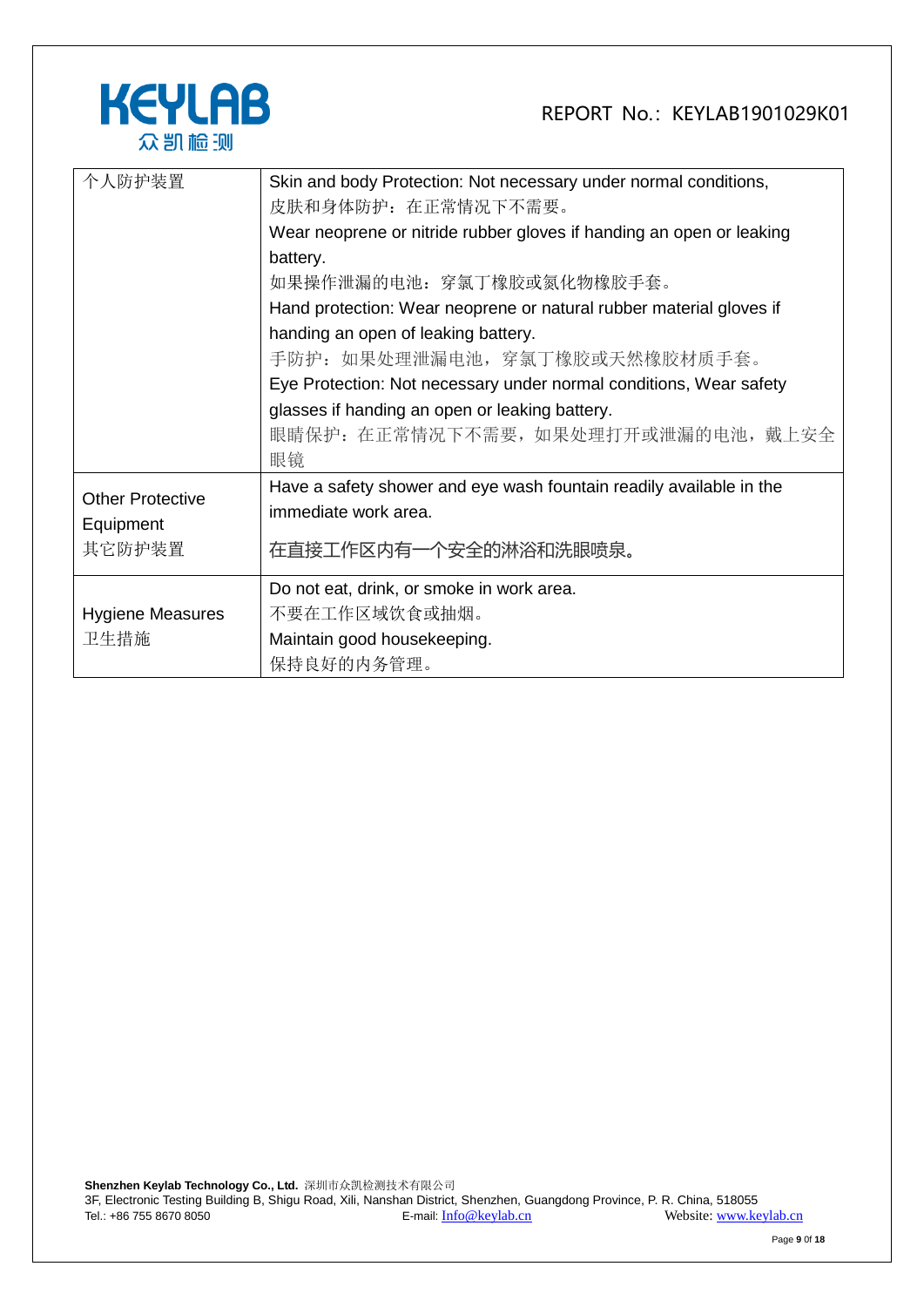| | |
|---|---|
| 个人防护装置 | Skin and body Protection: Not necessary under normal conditions,<br>皮肤和身体防护：在正常情况下不需要。<br>Wear neoprene or nitride rubber gloves if handing an open or leaking battery.<br>如果操作泄漏的电池：穿氯丁橡胶或氮化物橡胶手套。<br>Hand protection: Wear neoprene or natural rubber material gloves if handing an open of leaking battery.<br>手防护：如果处理泄漏电池，穿氯丁橡胶或天然橡胶材质手套。<br>Eye Protection: Not necessary under normal conditions, Wear safety glasses if handing an open or leaking battery.<br>眼睛保护：在正常情况下不需要，如果处理打开或泄漏的电池，戴上安全眼镜 |
| Other Protective Equipment<br>其它防护装置 | Have a safety shower and eye wash fountain readily available in the immediate work area.<br>在直接工作区内有一个安全的淋浴和洗眼喷泉。 |
| Hygiene Measures<br>卫生措施 | Do not eat, drink, or smoke in work area.<br>不要在工作区域饮食或抽烟。<br>Maintain good housekeeping.<br>保持良好的内务管理。 |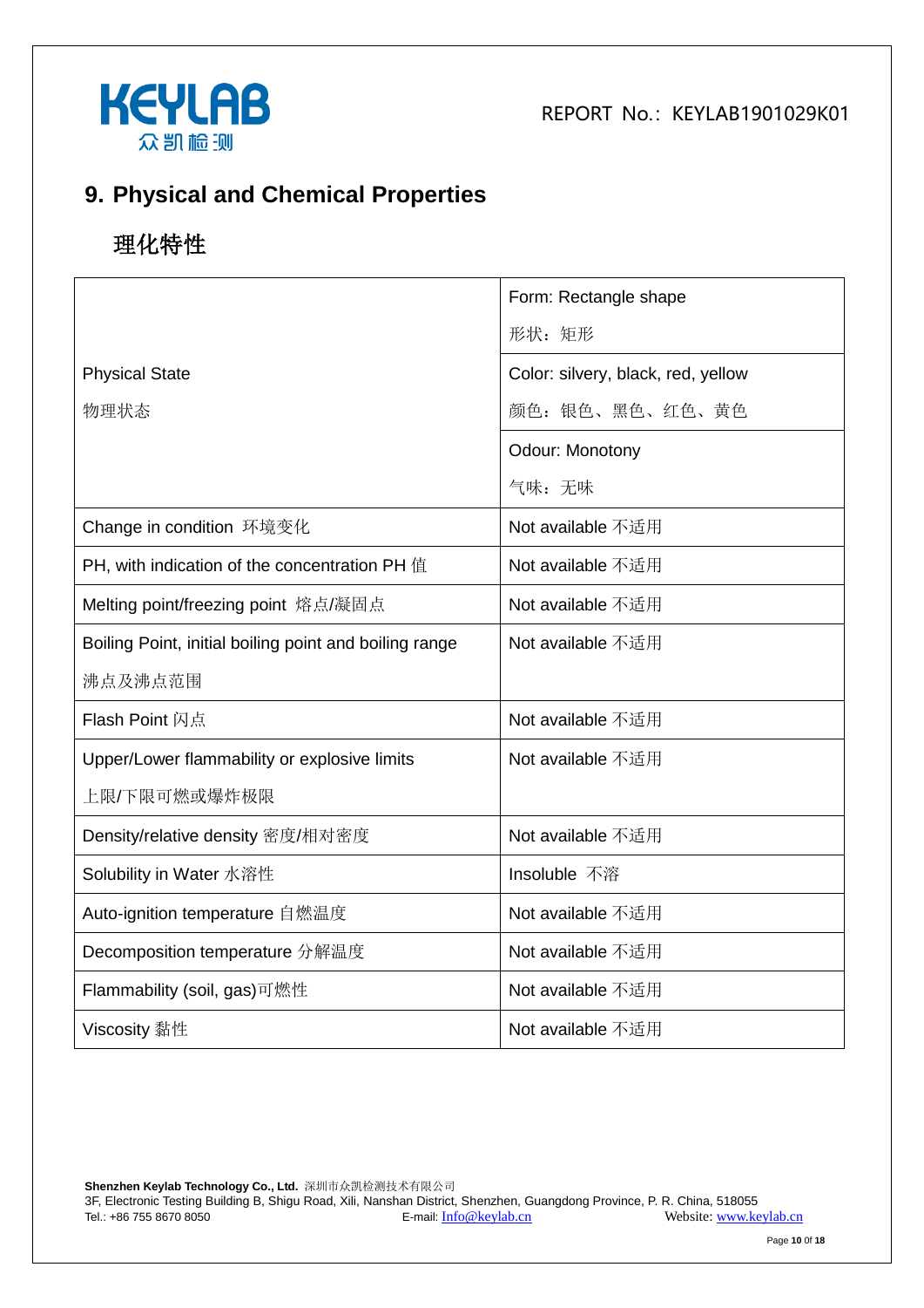## 9. Physical and Chemical Properties

## 理化特性

| | |
|---|---|
| Physical State<br>物理状态 | Form: Rectangle shape<br>形状：矩形 |
| | Color: silvery, black, red, yellow<br>颜色：银色、黑色、红色、黄色 |
| | Odour: Monotony<br>气味：无味 |
| Change in condition 环境变化 | Not available 不适用 |
| PH, with indication of the concentration PH 值 | Not available 不适用 |
| Melting point/freezing point 熔点/凝固点 | Not available 不适用 |
| Boiling Point, initial boiling point and boiling range<br>沸点及沸点范围 | Not available 不适用 |
| Flash Point 闪点 | Not available 不适用 |
| Upper/Lower flammability or explosive limits<br>上限/下限可燃或爆炸极限 | Not available 不适用 |
| Density/relative density 密度/相对密度 | Not available 不适用 |
| Solubility in Water 水溶性 | Insoluble 不溶 |
| Auto-ignition temperature 自燃温度 | Not available 不适用 |
| Decomposition temperature 分解温度 | Not available 不适用 |
| Flammability (soil, gas)可燃性 | Not available 不适用 |
| Viscosity 黏性 | Not available 不适用 |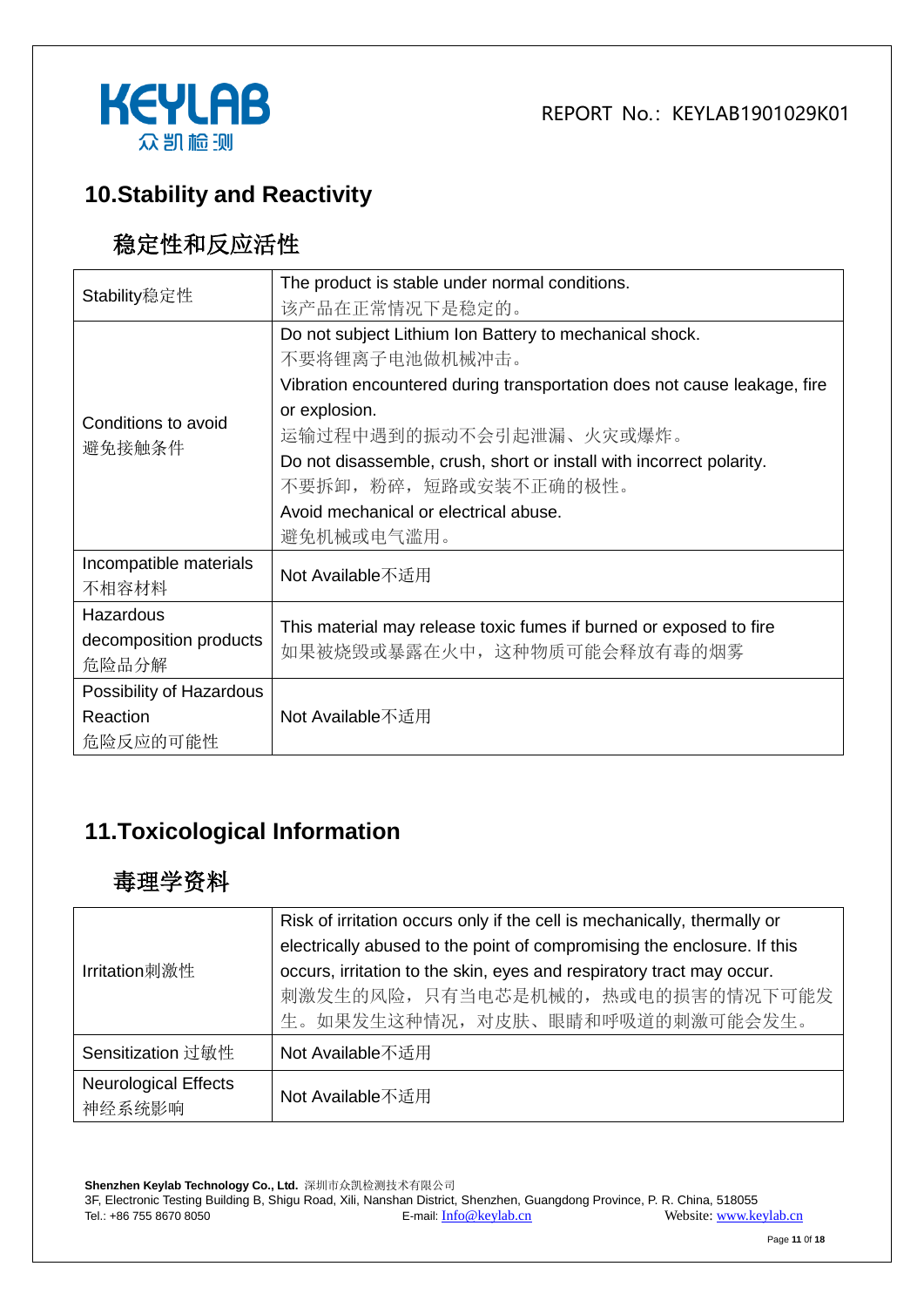## 10.Stability and Reactivity

## 稳定性和反应活性

| | |
|---|---|
| Stability稳定性 | The product is stable under normal conditions.<br>该产品在正常情况下是稳定的。 |
| Conditions to avoid<br>避免接触条件 | Do not subject Lithium Ion Battery to mechanical shock.<br>不要将锂离子电池做机械冲击。<br>Vibration encountered during transportation does not cause leakage, fire or explosion.<br>运输过程中遇到的振动不会引起泄漏、火灾或爆炸。<br>Do not disassemble, crush, short or install with incorrect polarity.<br>不要拆卸，粉碎，短路或安装不正确的极性。<br>Avoid mechanical or electrical abuse.<br>避免机械或电气滥用。 |
| Incompatible materials<br>不相容材料 | Not Available不适用 |
| Hazardous decomposition products<br>危险品分解 | This material may release toxic fumes if burned or exposed to fire<br>如果被烧毁或暴露在火中，这种物质可能会释放有毒的烟雾 |
| Possibility of Hazardous Reaction<br>危险反应的可能性 | Not Available不适用 |

## 11.Toxicological Information

## 毒理学资料

| | |
|---|---|
| Irritation刺激性 | Risk of irritation occurs only if the cell is mechanically, thermally or electrically abused to the point of compromising the enclosure. If this occurs, irritation to the skin, eyes and respiratory tract may occur.<br>刺激发生的风险，只有当电芯是机械的，热或电的损害的情况下可能发生。如果发生这种情况，对皮肤、眼睛和呼吸道的刺激可能会发生。 |
| Sensitization 过敏性 | Not Available不适用 |
| Neurological Effects<br>神经系统影响 | Not Available不适用 |

**Shenzhen Keylab Technology Co., Ltd.** 深圳市众凯检测技术有限公司
3F, Electronic Testing Building B, Shigu Road, Xili, Nanshan District, Shenzhen, Guangdong Province, P. R. China, 518055
Tel.: +86 755 8670 8050 E-mail: Info@keylab.cn Website: www.keylab.cn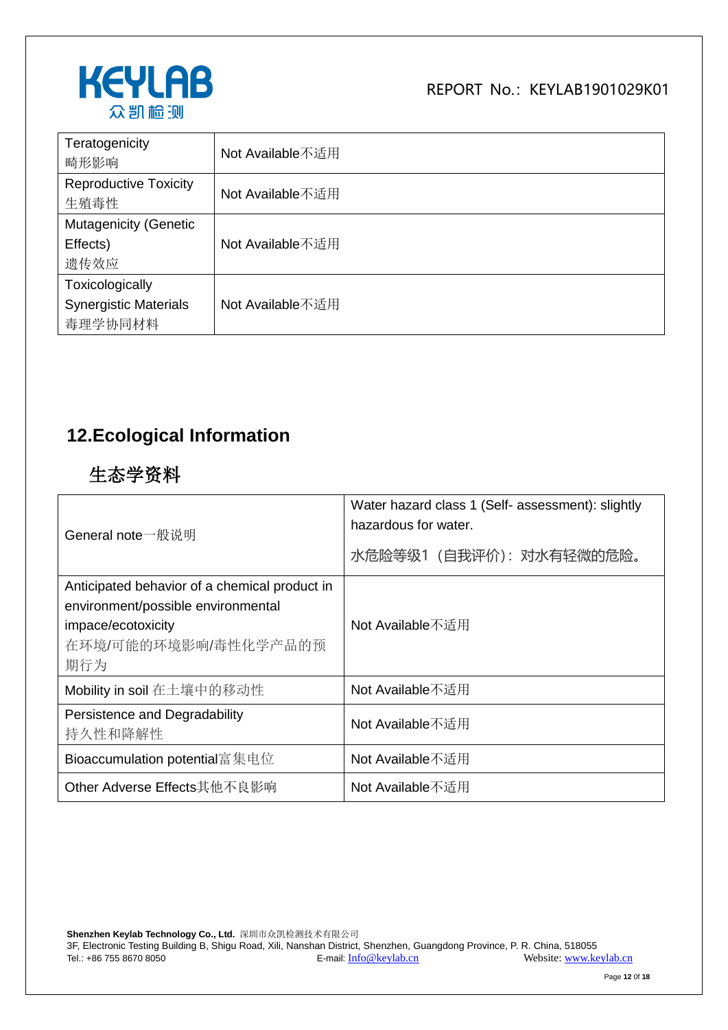| Teratogenicity<br>畸形影响 | Not Available不适用 |
|---|---|
| Reproductive Toxicity<br>生殖毒性 | Not Available不适用 |
| Mutagenicity (Genetic Effects)<br>遗传效应 | Not Available不适用 |
| Toxicologically Synergistic Materials<br>毒理学协同材料 | Not Available不适用 |

## 12.Ecological Information

## 生态学资料

| General note一般说明 | Water hazard class 1 (Self- assessment): slightly hazardous for water.<br>水危险等级1（自我评价）：对水有轻微的危险。 |
|---|---|
| Anticipated behavior of a chemical product in environment/possible environmental impace/ecotoxicity<br>在环境/可能的环境影响/毒性化学产品的预期行为 | Not Available不适用 |
| Mobility in soil 在土壤中的移动性 | Not Available不适用 |
| Persistence and Degradability<br>持久性和降解性 | Not Available不适用 |
| Bioaccumulation potential富集电位 | Not Available不适用 |
| Other Adverse Effects其他不良影响 | Not Available不适用 |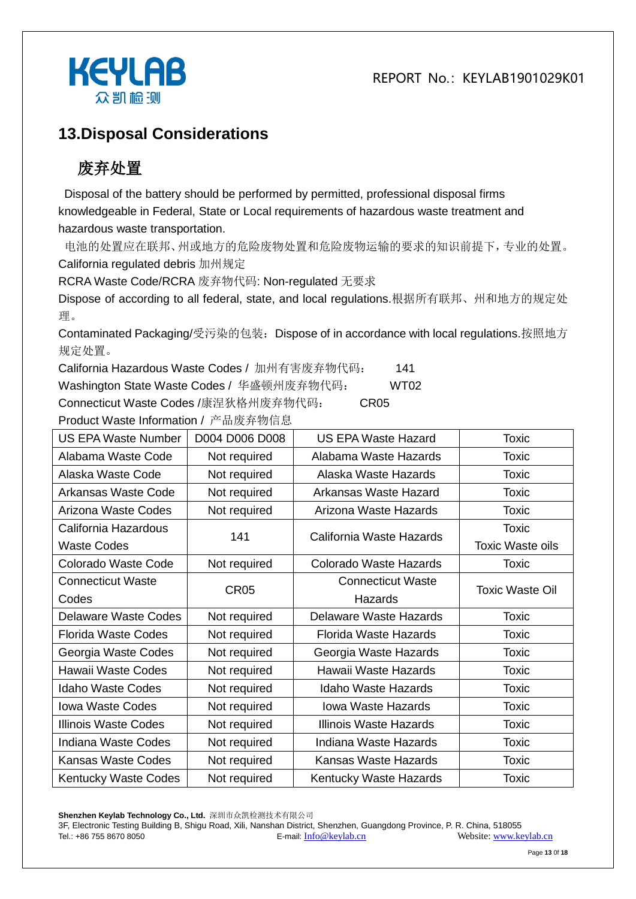## 13.Disposal Considerations

## 废弃处置

Disposal of the battery should be performed by permitted, professional disposal firms knowledgeable in Federal, State or Local requirements of hazardous waste treatment and hazardous waste transportation.

电池的处置应在联邦、州或地方的危险废物处置和危险废物运输的要求的知识前提下，专业的处置。

California regulated debris 加州规定

RCRA Waste Code/RCRA 废弃物代码: Non-regulated 无要求

Dispose of according to all federal, state, and local regulations.根据所有联邦、州和地方的规定处理。

Contaminated Packaging/受污染的包装：Dispose of in accordance with local regulations.按照地方规定处置。

California Hazardous Waste Codes / 加州有害废弃物代码： 141

Washington State Waste Codes / 华盛顿州废弃物代码： WT02

Connecticut Waste Codes /康涅狄格州废弃物代码： CR05

Product Waste Information / 产品废弃物信息

| US EPA Waste Number | D004 D006 D008 | US EPA Waste Hazard | Toxic |
|---|---|---|---|
| Alabama Waste Code | Not required | Alabama Waste Hazards | Toxic |
| Alaska Waste Code | Not required | Alaska Waste Hazards | Toxic |
| Arkansas Waste Code | Not required | Arkansas Waste Hazard | Toxic |
| Arizona Waste Codes | Not required | Arizona Waste Hazards | Toxic |
| California Hazardous Waste Codes | 141 | California Waste Hazards | Toxic<br>Toxic Waste oils |
| Colorado Waste Code | Not required | Colorado Waste Hazards | Toxic |
| Connecticut Waste Codes | CR05 | Connecticut Waste Hazards | Toxic Waste Oil |
| Delaware Waste Codes | Not required | Delaware Waste Hazards | Toxic |
| Florida Waste Codes | Not required | Florida Waste Hazards | Toxic |
| Georgia Waste Codes | Not required | Georgia Waste Hazards | Toxic |
| Hawaii Waste Codes | Not required | Hawaii Waste Hazards | Toxic |
| Idaho Waste Codes | Not required | Idaho Waste Hazards | Toxic |
| Iowa Waste Codes | Not required | Iowa Waste Hazards | Toxic |
| Illinois Waste Codes | Not required | Illinois Waste Hazards | Toxic |
| Indiana Waste Codes | Not required | Indiana Waste Hazards | Toxic |
| Kansas Waste Codes | Not required | Kansas Waste Hazards | Toxic |
| Kentucky Waste Codes | Not required | Kentucky Waste Hazards | Toxic |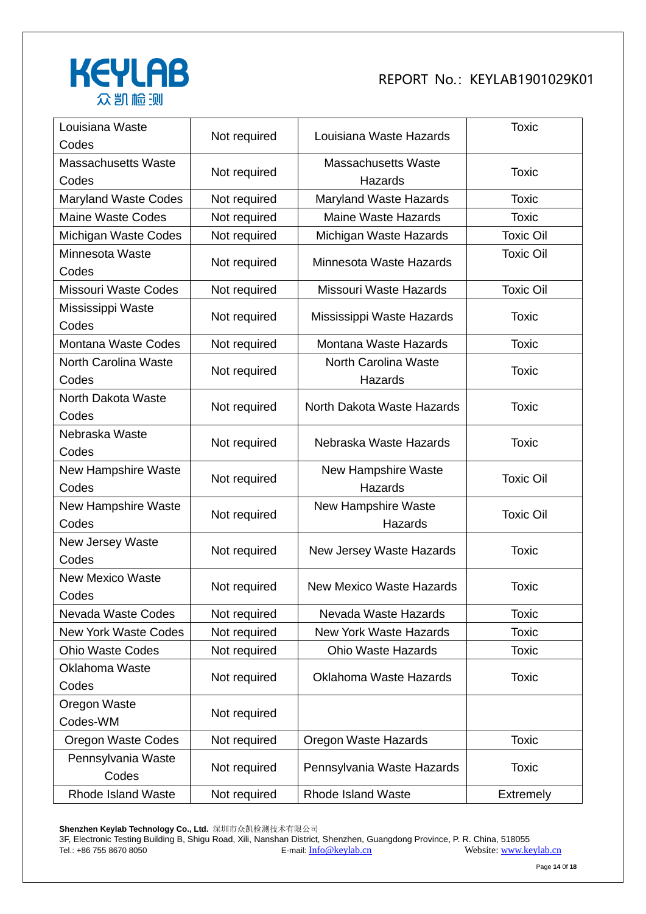| Louisiana Waste Codes | Not required | Louisiana Waste Hazards | Toxic |
|---|---|---|---|
| Massachusetts Waste Codes | Not required | Massachusetts Waste Hazards | Toxic |
| Maryland Waste Codes | Not required | Maryland Waste Hazards | Toxic |
| Maine Waste Codes | Not required | Maine Waste Hazards | Toxic |
| Michigan Waste Codes | Not required | Michigan Waste Hazards | Toxic Oil |
| Minnesota Waste Codes | Not required | Minnesota Waste Hazards | Toxic Oil |
| Missouri Waste Codes | Not required | Missouri Waste Hazards | Toxic Oil |
| Mississippi Waste Codes | Not required | Mississippi Waste Hazards | Toxic |
| Montana Waste Codes | Not required | Montana Waste Hazards | Toxic |
| North Carolina Waste Codes | Not required | North Carolina Waste Hazards | Toxic |
| North Dakota Waste Codes | Not required | North Dakota Waste Hazards | Toxic |
| Nebraska Waste Codes | Not required | Nebraska Waste Hazards | Toxic |
| New Hampshire Waste Codes | Not required | New Hampshire Waste Hazards | Toxic Oil |
| New Hampshire Waste Codes | Not required | New Hampshire Waste Hazards | Toxic Oil |
| New Jersey Waste Codes | Not required | New Jersey Waste Hazards | Toxic |
| New Mexico Waste Codes | Not required | New Mexico Waste Hazards | Toxic |
| Nevada Waste Codes | Not required | Nevada Waste Hazards | Toxic |
| New York Waste Codes | Not required | New York Waste Hazards | Toxic |
| Ohio Waste Codes | Not required | Ohio Waste Hazards | Toxic |
| Oklahoma Waste Codes | Not required | Oklahoma Waste Hazards | Toxic |
| Oregon Waste Codes-WM | Not required | | |
| Oregon Waste Codes | Not required | Oregon Waste Hazards | Toxic |
| Pennsylvania Waste Codes | Not required | Pennsylvania Waste Hazards | Toxic |
| Rhode Island Waste | Not required | Rhode Island Waste | Extremely |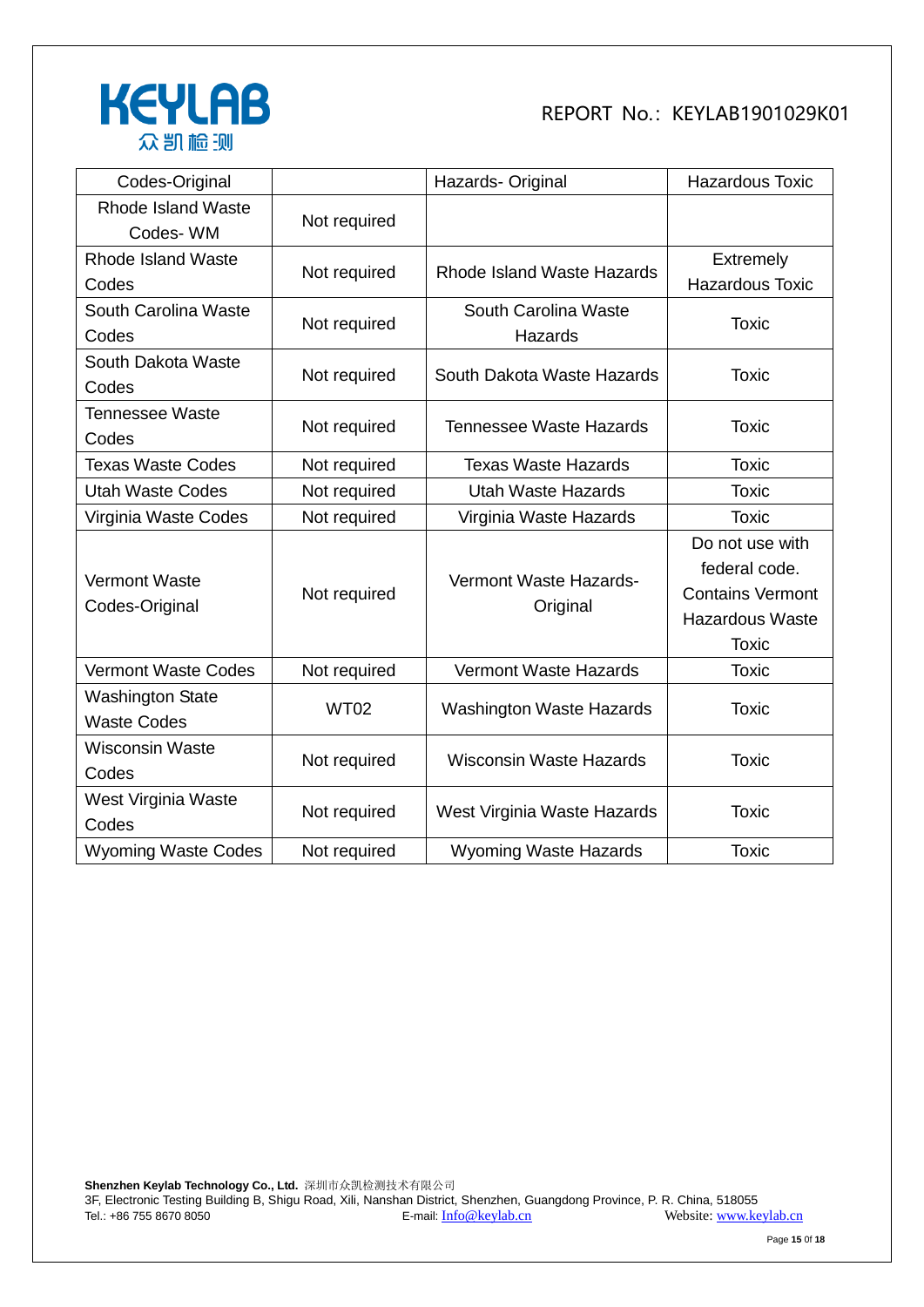| Codes-Original | | Hazards- Original | Hazardous Toxic |
|---|---|---|---|
| Rhode Island Waste Codes- WM | Not required | | |
| Rhode Island Waste Codes | Not required | Rhode Island Waste Hazards | Extremely Hazardous Toxic |
| South Carolina Waste Codes | Not required | South Carolina Waste Hazards | Toxic |
| South Dakota Waste Codes | Not required | South Dakota Waste Hazards | Toxic |
| Tennessee Waste Codes | Not required | Tennessee Waste Hazards | Toxic |
| Texas Waste Codes | Not required | Texas Waste Hazards | Toxic |
| Utah Waste Codes | Not required | Utah Waste Hazards | Toxic |
| Virginia Waste Codes | Not required | Virginia Waste Hazards | Toxic |
| Vermont Waste Codes-Original | Not required | Vermont Waste Hazards-Original | Do not use with federal code. Contains Vermont Hazardous Waste Toxic |
| Vermont Waste Codes | Not required | Vermont Waste Hazards | Toxic |
| Washington State Waste Codes | WT02 | Washington Waste Hazards | Toxic |
| Wisconsin Waste Codes | Not required | Wisconsin Waste Hazards | Toxic |
| West Virginia Waste Codes | Not required | West Virginia Waste Hazards | Toxic |
| Wyoming Waste Codes | Not required | Wyoming Waste Hazards | Toxic |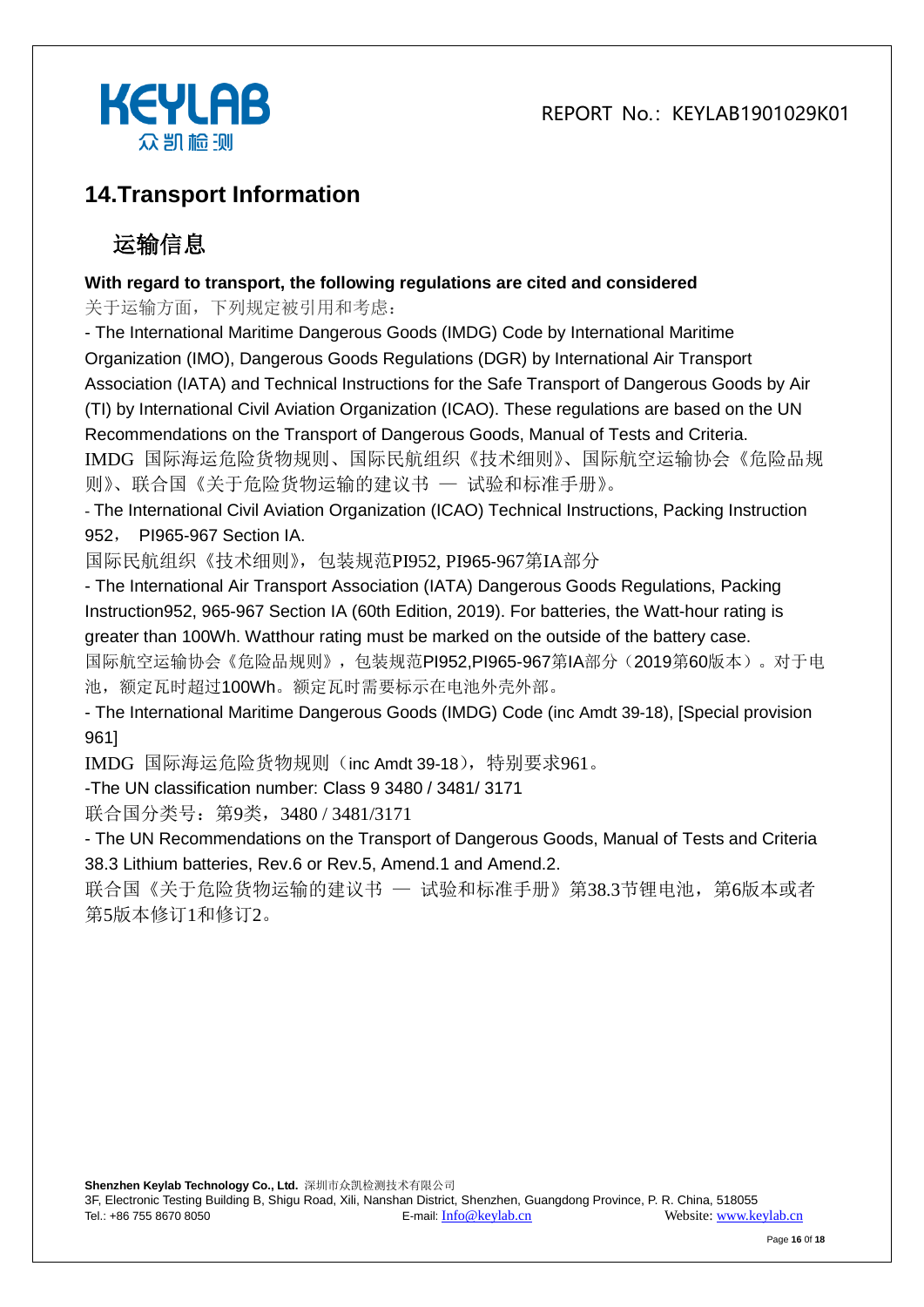## 14.Transport Information

## 运输信息

**With regard to transport, the following regulations are cited and considered**

关于运输方面，下列规定被引用和考虑：

- The International Maritime Dangerous Goods (IMDG) Code by International Maritime Organization (IMO), Dangerous Goods Regulations (DGR) by International Air Transport Association (IATA) and Technical Instructions for the Safe Transport of Dangerous Goods by Air (TI) by International Civil Aviation Organization (ICAO). These regulations are based on the UN Recommendations on the Transport of Dangerous Goods, Manual of Tests and Criteria.

IMDG 国际海运危险货物规则、国际民航组织《技术细则》、国际航空运输协会《危险品规则》、联合国《关于危险货物运输的建议书 — 试验和标准手册》。

- The International Civil Aviation Organization (ICAO) Technical Instructions, Packing Instruction 952， PI965-967 Section IA.

国际民航组织《技术细则》，包装规范PI952, PI965-967第IA部分

- The International Air Transport Association (IATA) Dangerous Goods Regulations, Packing Instruction952, 965-967 Section IA (60th Edition, 2019). For batteries, the Watt-hour rating is greater than 100Wh. Watthour rating must be marked on the outside of the battery case.

国际航空运输协会《危险品规则》，包装规范PI952,PI965-967第IA部分（2019第60版本）。对于电池，额定瓦时超过100Wh。额定瓦时需要标示在电池外壳外部。

- The International Maritime Dangerous Goods (IMDG) Code (inc Amdt 39-18), [Special provision 961]

IMDG 国际海运危险货物规则（inc Amdt 39-18），特别要求961。

-The UN classification number: Class 9 3480 / 3481/ 3171

联合国分类号：第9类，3480 / 3481/3171

- The UN Recommendations on the Transport of Dangerous Goods, Manual of Tests and Criteria 38.3 Lithium batteries, Rev.6 or Rev.5, Amend.1 and Amend.2.

联合国《关于危险货物运输的建议书 — 试验和标准手册》第38.3节锂电池，第6版本或者第5版本修订1和修订2。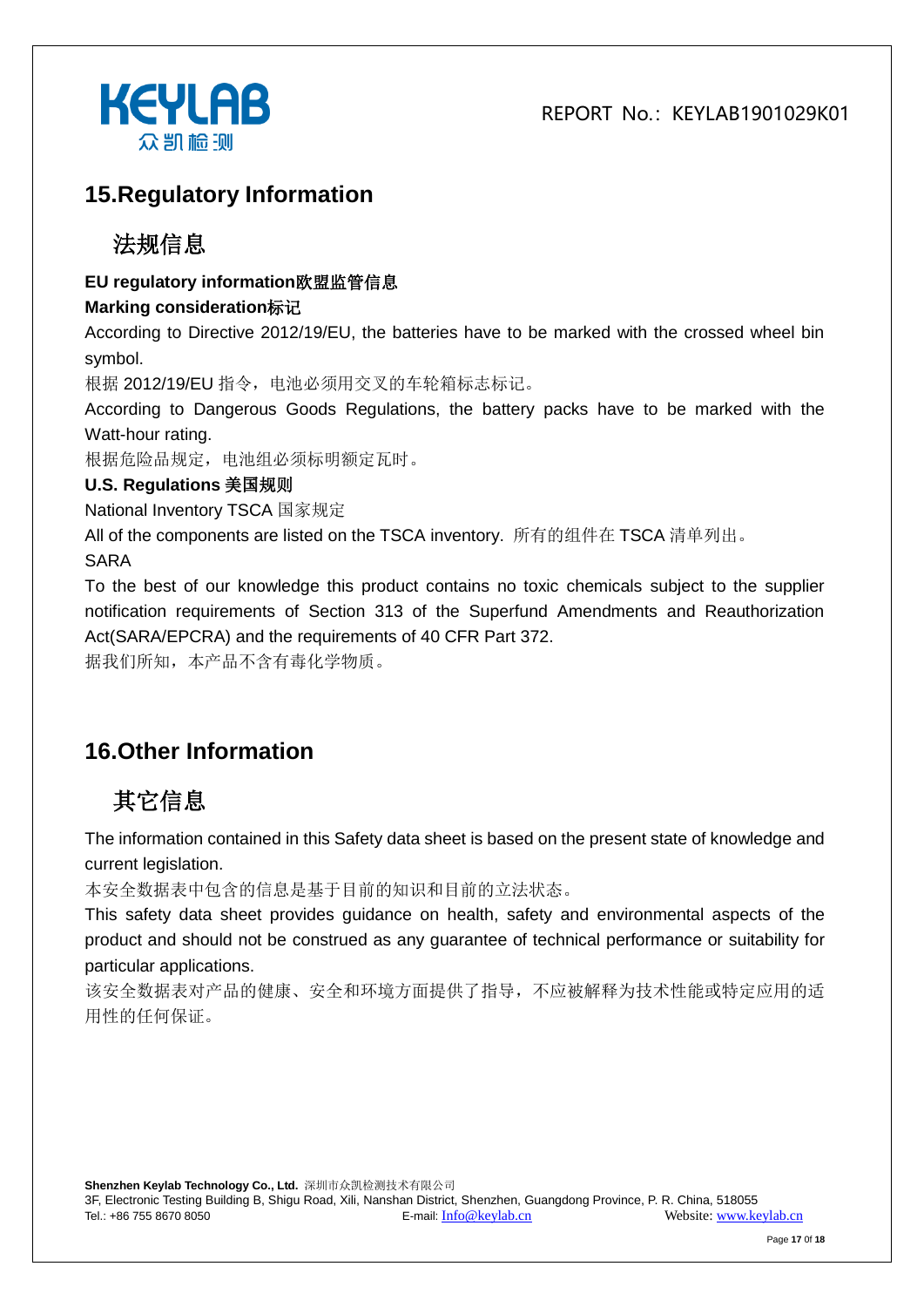## 15.Regulatory Information

## 法规信息

**EU regulatory information欧盟监管信息**

**Marking consideration标记**

According to Directive 2012/19/EU, the batteries have to be marked with the crossed wheel bin symbol.

根据 2012/19/EU 指令，电池必须用交叉的车轮箱标志标记。

According to Dangerous Goods Regulations, the battery packs have to be marked with the Watt-hour rating.

根据危险品规定，电池组必须标明额定瓦时。

**U.S. Regulations 美国规则**

National Inventory TSCA 国家规定

All of the components are listed on the TSCA inventory. 所有的组件在 TSCA 清单列出。

SARA

To the best of our knowledge this product contains no toxic chemicals subject to the supplier notification requirements of Section 313 of the Superfund Amendments and Reauthorization Act(SARA/EPCRA) and the requirements of 40 CFR Part 372.

据我们所知，本产品不含有毒化学物质。

## 16.Other Information

## 其它信息

The information contained in this Safety data sheet is based on the present state of knowledge and current legislation.

本安全数据表中包含的信息是基于目前的知识和目前的立法状态。

This safety data sheet provides guidance on health, safety and environmental aspects of the product and should not be construed as any guarantee of technical performance or suitability for particular applications.

该安全数据表对产品的健康、安全和环境方面提供了指导，不应被解释为技术性能或特定应用的适用性的任何保证。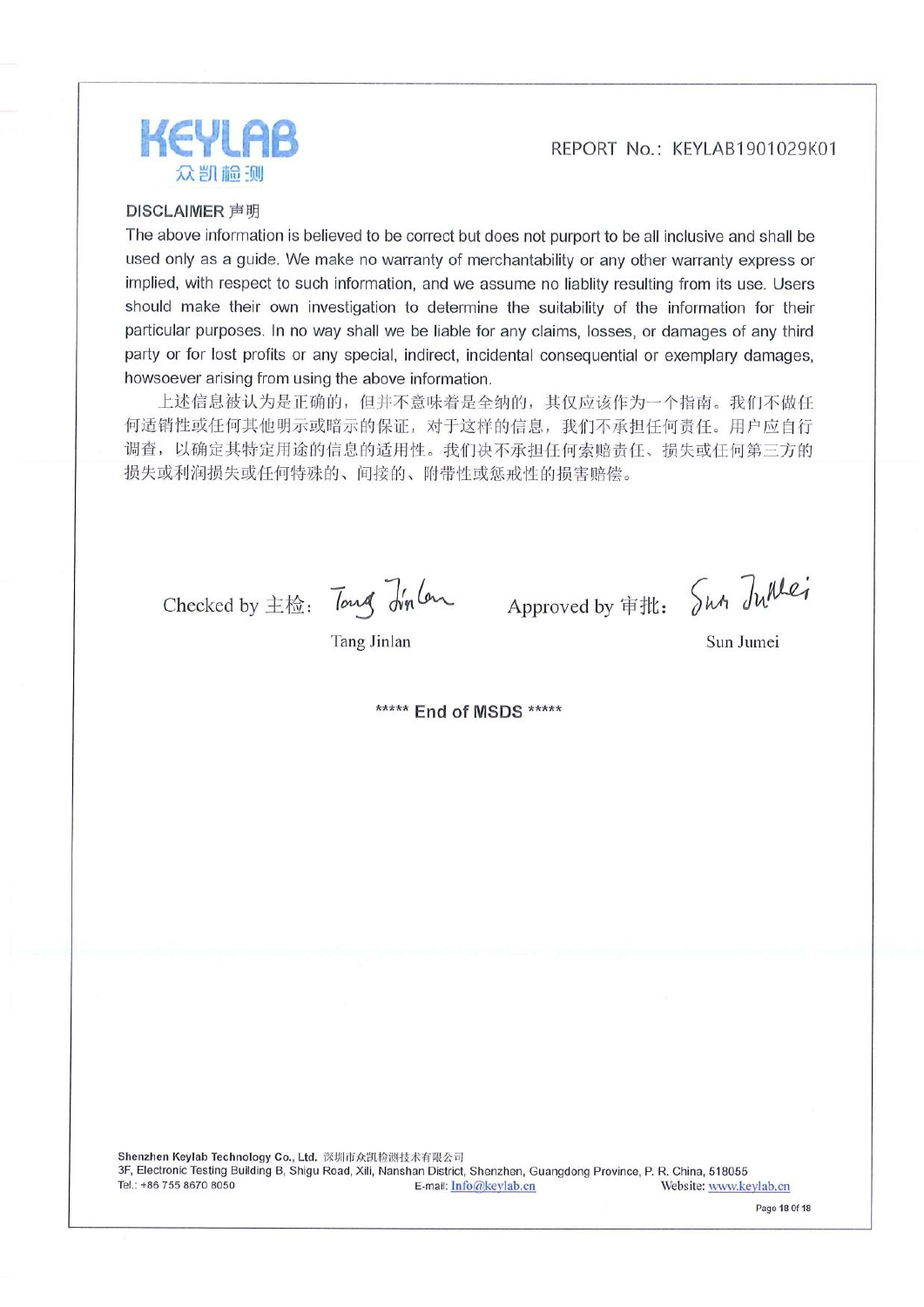**DISCLAIMER 声明**

The above information is believed to be correct but does not purport to be all inclusive and shall be used only as a guide. We make no warranty of merchantability or any other warranty express or implied, with respect to such information, and we assume no liablity resulting from its use. Users should make their own investigation to determine the suitability of the information for their particular purposes. In no way shall we be liable for any claims, losses, or damages of any third party or for lost profits or any special, indirect, incidental consequential or exemplary damages, howsoever arising from using the above information.

上述信息被认为是正确的，但并不意味着是全纳的，其仅应该作为一个指南。我们不做任何适销性或任何其他明示或暗示的保证，对于这样的信息，我们不承担任何责任。用户应自行调查，以确定其特定用途的信息的适用性。我们决不承担任何索赔责任、损失或任何第三方的损失或利润损失或任何特殊的、间接的、附带性或惩戒性的损害赔偿。

Checked by 主检：Tang Jinlan

Approved by 审批：Sun Jumei

***** End of MSDS *****